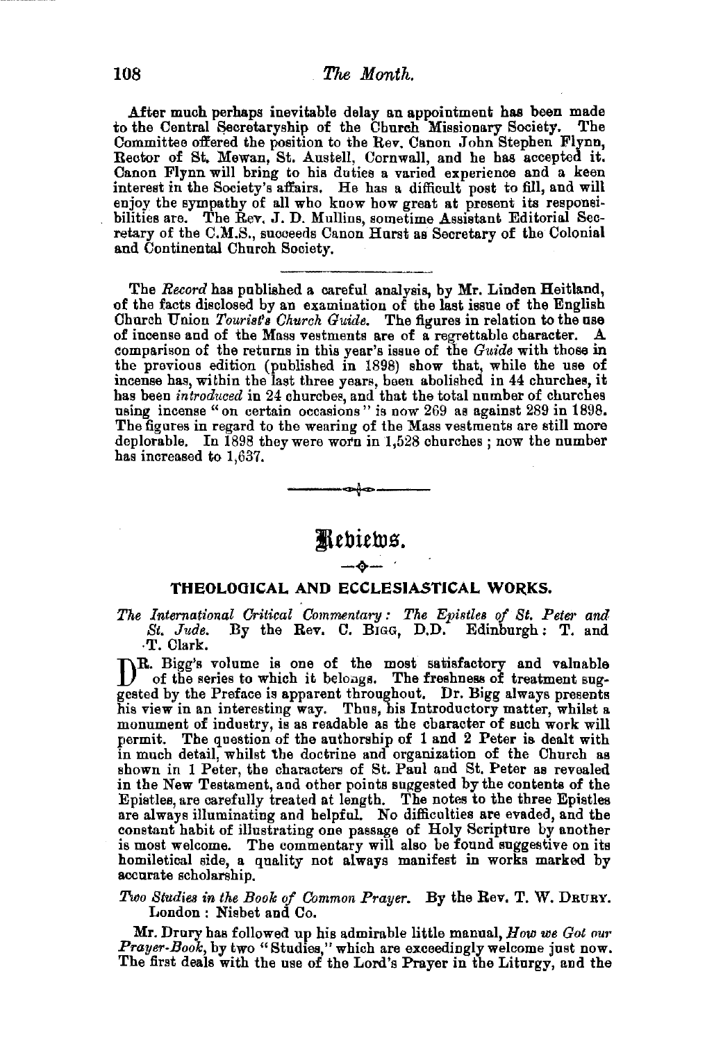After much perhaps inevitable delay an appointment has been made to the Central Secretaryship of the Church Missionary Society. The Committee offered the position to the Rev. Canon John Stephen Flynn, Rector of St. Mewan, St. Austell, Cornwall, and he has accepted it. Canon Flynn will bring to his duties a varied experience and a keen interest in the Society's affairs. He has a difficult post to fill, and will enjoy the sympathy of all who know how great at present its responsibilities are. The Rev. J. D. Mullins, sometime Assistant Editorial Secretary of the C.M.S., succeeds Canon Hurst as Secretary of the Colonial and Continental Church Society.

---

The *Record* has published a careful analysis, by Mr. Linden Heitland, of the facts disclosed by an examination of the last issue of the English Church Union *Tourist's Church Guide*. The figures in relation to the use of incense and of the Mass vestments are of a regrettable character. A comparison of the returns in this year's issue of the *Guide* with those in the previous edition (published in 1898) show that, while the use of incense has, within the last three years, been abolished in 44 churches, it has been *introduced* in 24 churches, and that the total number of churches using incense "on certain occasions" is now 269 as against 289 in 1898. The figures in regard to the wearing of the Mass vestments are still more deplorable. In 1898 they were worn in 1,528 churches; now the number has increased to 1,637.

---

# Reviews.

## THEOLOGICAL AND ECCLESIASTICAL WORKS.

*The International Critical Commentary: The Epistles of St. Peter and St. Jude.* By the Rev. C. BIGG, D.D. Edinburgh: T. and T. Clark.

DR. Bigg's volume is one of the most satisfactory and valuable of the series to which it belongs. The freshness of treatment suggested by the Preface is apparent throughout. Dr. Bigg always presents his view in an interesting way. Thus, his Introductory matter, whilst a monument of industry, is as readable as the character of such work will permit. The question of the authorship of 1 and 2 Peter is dealt with in much detail, whilst the doctrine and organization of the Church as shown in 1 Peter, the characters of St. Paul and St. Peter as revealed in the New Testament, and other points suggested by the contents of the Epistles, are carefully treated at length. The notes to the three Epistles are always illuminating and helpful. No difficulties are evaded, and the constant habit of illustrating one passage of Holy Scripture by another is most welcome. The commentary will also be found suggestive on its homiletical side, a quality not always manifest in works marked by accurate scholarship.

*Two Studies in the Book of Common Prayer.* By the Rev. T. W. DRURY. London: Nisbet and Co.

Mr. Drury has followed up his admirable little manual, *How we Got our Prayer-Book*, by two "Studies," which are exceedingly welcome just now. The first deals with the use of the Lord's Prayer in the Liturgy, and the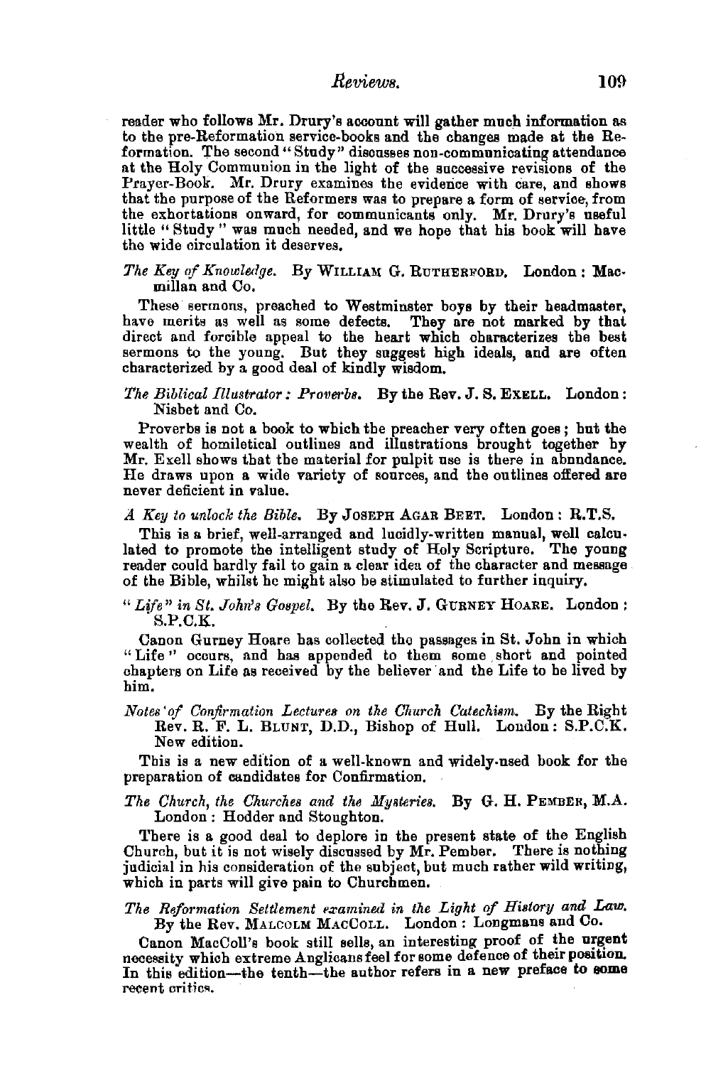reader who follows Mr. Drury's account will gather much information as to the pre-Reformation service-books and the changes made at the Reformation. The second "Study" discusses non-communicating attendance at the Holy Communion in the light of the successive revisions of the Prayer-Book. Mr. Drury examines the evidence with care, and shows that the purpose of the Reformers was to prepare a form of service, from the exhortations onward, for communicants only. Mr. Drury's useful little "Study" was much needed, and we hope that his book will have the wide circulation it deserves.

*The Key of Knowledge.* By WILLIAM G. RUTHERFORD. London: Macmillan and Co.

These sermons, preached to Westminster boys by their headmaster, have merits as well as some defects. They are not marked by that direct and forcible appeal to the heart which characterizes the best sermons to the young. But they suggest high ideals, and are often characterized by a good deal of kindly wisdom.

*The Biblical Illustrator: Proverbs.* By the Rev. J. S. EXELL. London: Nisbet and Co.

Proverbs is not a book to which the preacher very often goes; but the wealth of homiletical outlines and illustrations brought together by Mr. Exell shows that the material for pulpit use is there in abundance. He draws upon a wide variety of sources, and the outlines offered are never deficient in value.

*A Key to unlock the Bible.* By JOSEPH AGAR BEET. London: R.T.S.

This is a brief, well-arranged and lucidly-written manual, well calculated to promote the intelligent study of Holy Scripture. The young reader could hardly fail to gain a clear idea of the character and message of the Bible, whilst he might also be stimulated to further inquiry.

*"Life" in St. John's Gospel.* By the Rev. J. GURNEY HOARE. London: S.P.C.K.

Canon Gurney Hoare has collected the passages in St. John in which "Life" occurs, and has appended to them some short and pointed chapters on Life as received by the believer and the Life to be lived by him.

*Notes of Confirmation Lectures on the Church Catechism.* By the Right Rev. R. F. L. BLUNT, D.D., Bishop of Hull. London: S.P.C.K. New edition.

This is a new edition of a well-known and widely-used book for the preparation of candidates for Confirmation.

*The Church, the Churches and the Mysteries.* By G. H. PEMBER, M.A. London: Hodder and Stoughton.

There is a good deal to deplore in the present state of the English Church, but it is not wisely discussed by Mr. Pember. There is nothing judicial in his consideration of the subject, but much rather wild writing, which in parts will give pain to Churchmen.

*The Reformation Settlement examined in the Light of History and Law.* By the Rev. MALCOLM MACCOLL. London: Longmans and Co.

Canon MacColl's book still sells, an interesting proof of the urgent necessity which extreme Anglicans feel for some defence of their position. In this edition—the tenth—the author refers in a new preface to some recent critics.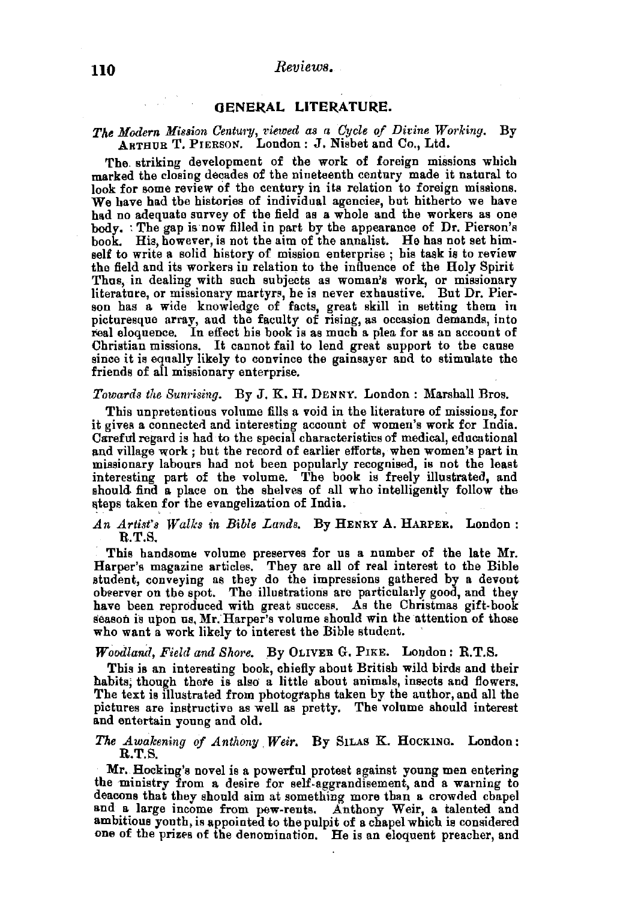## GENERAL LITERATURE.

*The Modern Mission Century, viewed as a Cycle of Divine Working.* By ARTHUR T. PIERSON. London: J. Nisbet and Co., Ltd.

The striking development of the work of foreign missions which marked the closing decades of the nineteenth century made it natural to look for some review of the century in its relation to foreign missions. We have had the histories of individual agencies, but hitherto we have had no adequate survey of the field as a whole and the workers as one body. The gap is now filled in part by the appearance of Dr. Pierson's book. His, however, is not the aim of the annalist. He has not set himself to write a solid history of mission enterprise; his task is to review the field and its workers in relation to the influence of the Holy Spirit Thus, in dealing with such subjects as woman's work, or missionary literature, or missionary martyrs, he is never exhaustive. But Dr. Pierson has a wide knowledge of facts, great skill in setting them in picturesque array, and the faculty of rising, as occasion demands, into real eloquence. In effect his book is as much a plea for as an account of Christian missions. It cannot fail to lend great support to the cause since it is equally likely to convince the gainsayer and to stimulate the friends of all missionary enterprise.

*Towards the Sunrising.* By J. K. H. DENNY. London: Marshall Bros.

This unpretentious volume fills a void in the literature of missions, for it gives a connected and interesting account of women's work for India. Careful regard is had to the special characteristics of medical, educational and village work; but the record of earlier efforts, when women's part in missionary labours had not been popularly recognised, is not the least interesting part of the volume. The book is freely illustrated, and should find a place on the shelves of all who intelligently follow the steps taken for the evangelization of India.

*An Artist's Walks in Bible Lands.* By HENRY A. HARPER. London: R.T.S.

This handsome volume preserves for us a number of the late Mr. Harper's magazine articles. They are all of real interest to the Bible student, conveying as they do the impressions gathered by a devout observer on the spot. The illustrations are particularly good, and they have been reproduced with great success. As the Christmas gift-book season is upon us, Mr. Harper's volume should win the attention of those who want a work likely to interest the Bible student.

*Woodland, Field and Shore.* By OLIVER G. PIKE. London: R.T.S.

This is an interesting book, chiefly about British wild birds and their habits; though there is also a little about animals, insects and flowers. The text is illustrated from photographs taken by the author, and all the pictures are instructive as well as pretty. The volume should interest and entertain young and old.

*The Awakening of Anthony Weir.* By SILAS K. HOCKING. London: R.T.S.

Mr. Hocking's novel is a powerful protest against young men entering the ministry from a desire for self-aggrandisement, and a warning to deacons that they should aim at something more than a crowded chapel and a large income from pew-rents. Anthony Weir, a talented and ambitious youth, is appointed to the pulpit of a chapel which is considered one of the prizes of the denomination. He is an eloquent preacher, and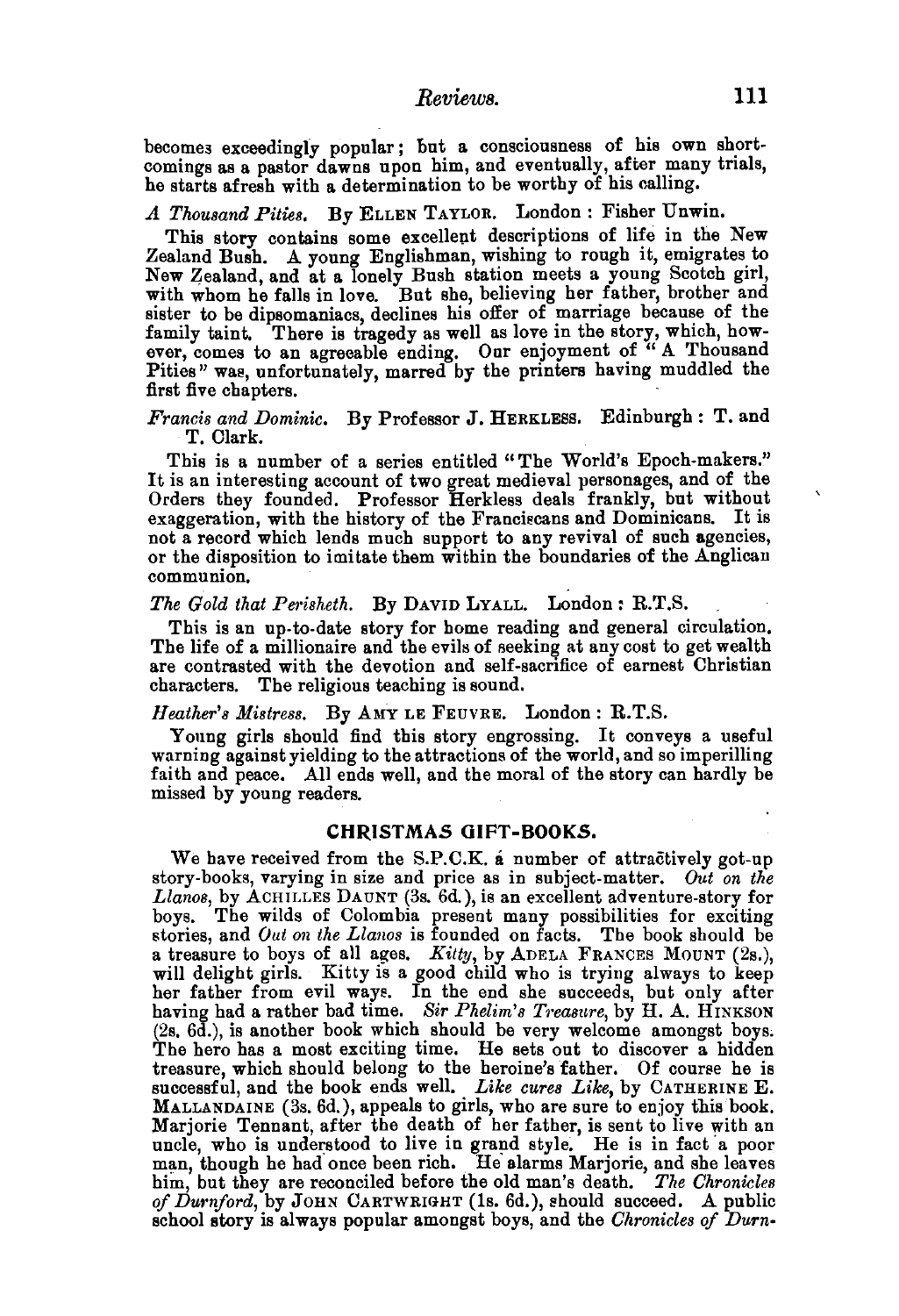becomes exceedingly popular; but a consciousness of his own shortcomings as a pastor dawns upon him, and eventually, after many trials, he starts afresh with a determination to be worthy of his calling.

*A Thousand Pities.* By Ellen Taylor. London: Fisher Unwin.

This story contains some excellent descriptions of life in the New Zealand Bush. A young Englishman, wishing to rough it, emigrates to New Zealand, and at a lonely Bush station meets a young Scotch girl, with whom he falls in love. But she, believing her father, brother and sister to be dipsomaniacs, declines his offer of marriage because of the family taint. There is tragedy as well as love in the story, which, however, comes to an agreeable ending. Our enjoyment of "A Thousand Pities" was, unfortunately, marred by the printers having muddled the first five chapters.

*Francis and Dominic.* By Professor J. Herkless. Edinburgh: T. and T. Clark.

This is a number of a series entitled "The World's Epoch-makers." It is an interesting account of two great medieval personages, and of the Orders they founded. Professor Herkless deals frankly, but without exaggeration, with the history of the Franciscans and Dominicans. It is not a record which lends much support to any revival of such agencies, or the disposition to imitate them within the boundaries of the Anglican communion.

*The Gold that Perisheth.* By David Lyall. London: R.T.S.

This is an up-to-date story for home reading and general circulation. The life of a millionaire and the evils of seeking at any cost to get wealth are contrasted with the devotion and self-sacrifice of earnest Christian characters. The religious teaching is sound.

*Heather's Mistress.* By Amy le Feuvre. London: R.T.S.

Young girls should find this story engrossing. It conveys a useful warning against yielding to the attractions of the world, and so imperilling faith and peace. All ends well, and the moral of the story can hardly be missed by young readers.

## CHRISTMAS GIFT-BOOKS.

We have received from the S.P.C.K. a number of attractively got-up story-books, varying in size and price as in subject-matter. *Out on the Llanos*, by Achilles Daunt (3s. 6d.), is an excellent adventure-story for boys. The wilds of Colombia present many possibilities for exciting stories, and *Out on the Llanos* is founded on facts. The book should be a treasure to boys of all ages. *Kitty*, by Adela Frances Mount (2s.), will delight girls. Kitty is a good child who is trying always to keep her father from evil ways. In the end she succeeds, but only after having had a rather bad time. *Sir Phelim's Treasure*, by H. A. Hinkson (2s. 6d.), is another book which should be very welcome amongst boys. The hero has a most exciting time. He sets out to discover a hidden treasure, which should belong to the heroine's father. Of course he is successful, and the book ends well. *Like cures Like*, by Catherine E. Mallandaine (3s. 6d.), appeals to girls, who are sure to enjoy this book. Marjorie Tennant, after the death of her father, is sent to live with an uncle, who is understood to live in grand style. He is in fact a poor man, though he had once been rich. He alarms Marjorie, and she leaves him, but they are reconciled before the old man's death. *The Chronicles of Durnford*, by John Cartwright (1s. 6d.), should succeed. A public school story is always popular amongst boys, and the *Chronicles of Durn-*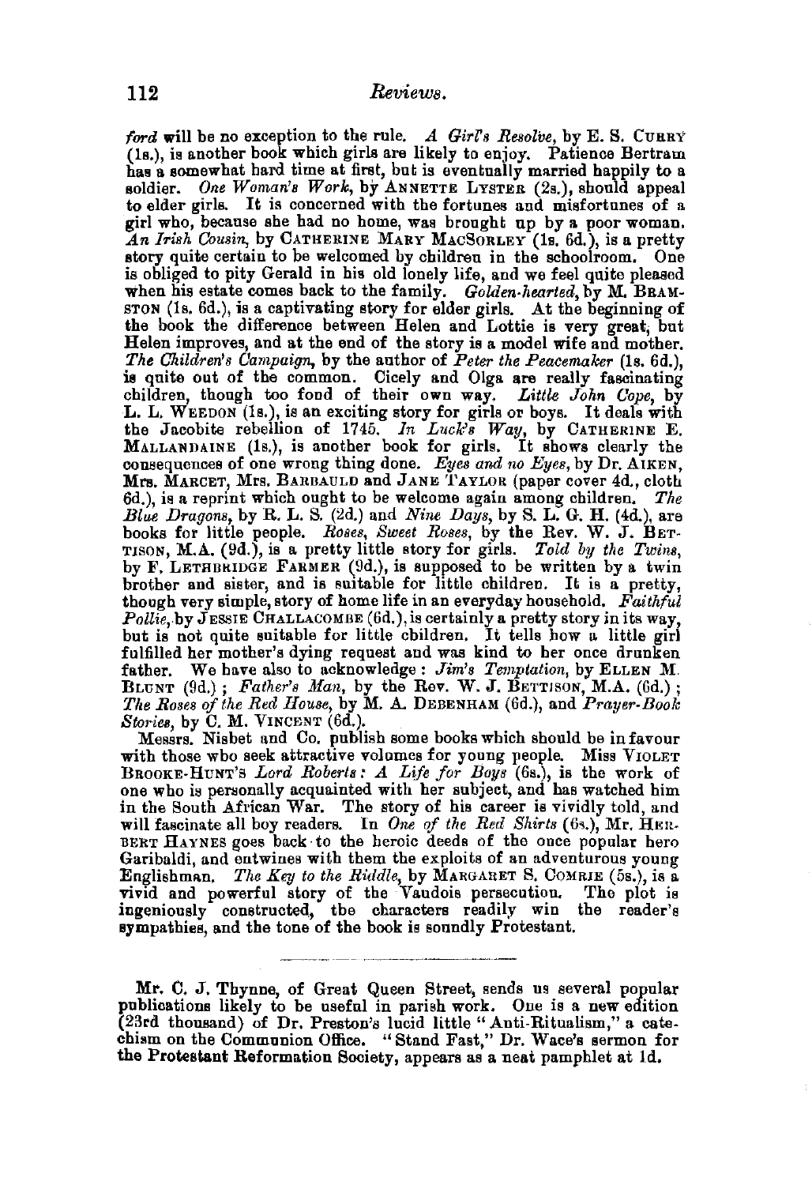*ford* will be no exception to the rule. *A Girl's Resolve*, by E. S. CURRY (1s.), is another book which girls are likely to enjoy. Patience Bertram has a somewhat hard time at first, but is eventually married happily to a soldier. *One Woman's Work*, by ANNETTE LYSTER (2s.), should appeal to elder girls. It is concerned with the fortunes and misfortunes of a girl who, because she had no home, was brought up by a poor woman. *An Irish Cousin*, by CATHERINE MARY MACSORLEY (1s. 6d.), is a pretty story quite certain to be welcomed by children in the schoolroom. One is obliged to pity Gerald in his old lonely life, and we feel quite pleased when his estate comes back to the family. *Golden-hearted*, by M. BRAMSTON (1s. 6d.), is a captivating story for elder girls. At the beginning of the book the difference between Helen and Lottie is very great, but Helen improves, and at the end of the story is a model wife and mother. *The Children's Campaign*, by the author of *Peter the Peacemaker* (1s. 6d.), is quite out of the common. Cicely and Olga are really fascinating children, though too fond of their own way. *Little John Cope*, by L. L. WEEDON (1s.), is an exciting story for girls or boys. It deals with the Jacobite rebellion of 1745. *In Luck's Way*, by CATHERINE E. MALLANDAINE (1s.), is another book for girls. It shows clearly the consequences of one wrong thing done. *Eyes and no Eyes*, by Dr. AIKEN, Mrs. MARCET, Mrs. BARBAULD and JANE TAYLOR (paper cover 4d., cloth 6d.), is a reprint which ought to be welcome again among children. *The Blue Dragons*, by R. L. S. (2d.) and *Nine Days*, by S. L. G. H. (4d.), are books for little people. *Roses, Sweet Roses*, by the Rev. W. J. BETTISON, M.A. (9d.), is a pretty little story for girls. *Told by the Twins*, by F. LETHBRIDGE FARMER (9d.), is supposed to be written by a twin brother and sister, and is suitable for little children. It is a pretty, though very simple, story of home life in an everyday household. *Faithful Pollie*, by JESSIE CHALLACOMBE (6d.), is certainly a pretty story in its way, but is not quite suitable for little children. It tells how a little girl fulfilled her mother's dying request and was kind to her once drunken father. We have also to acknowledge: *Jim's Temptation*, by ELLEN M. BLUNT (9d.); *Father's Man*, by the Rev. W. J. BETTISON, M.A. (6d.); *The Roses of the Red House*, by M. A. DEBENHAM (6d.), and *Prayer-Book Stories*, by C. M. VINCENT (6d.).

Messrs. Nisbet and Co. publish some books which should be in favour with those who seek attractive volumes for young people. Miss VIOLET BROOKE-HUNT'S *Lord Roberts: A Life for Boys* (6s.), is the work of one who is personally acquainted with her subject, and has watched him in the South African War. The story of his career is vividly told, and will fascinate all boy readers. In *One of the Red Shirts* (6s.), Mr. HERBERT HAYNES goes back to the heroic deeds of the once popular hero Garibaldi, and entwines with them the exploits of an adventurous young Englishman. *The Key to the Riddle*, by MARGARET S. COMRIE (5s.), is a vivid and powerful story of the Vaudois persecution. The plot is ingeniously constructed, the characters readily win the reader's sympathies, and the tone of the book is soundly Protestant.

---

Mr. C. J. Thynne, of Great Queen Street, sends us several popular publications likely to be useful in parish work. One is a new edition (23rd thousand) of Dr. Preston's lucid little "Anti-Ritualism," a catechism on the Communion Office. "Stand Fast," Dr. Wace's sermon for the Protestant Reformation Society, appears as a neat pamphlet at 1d.